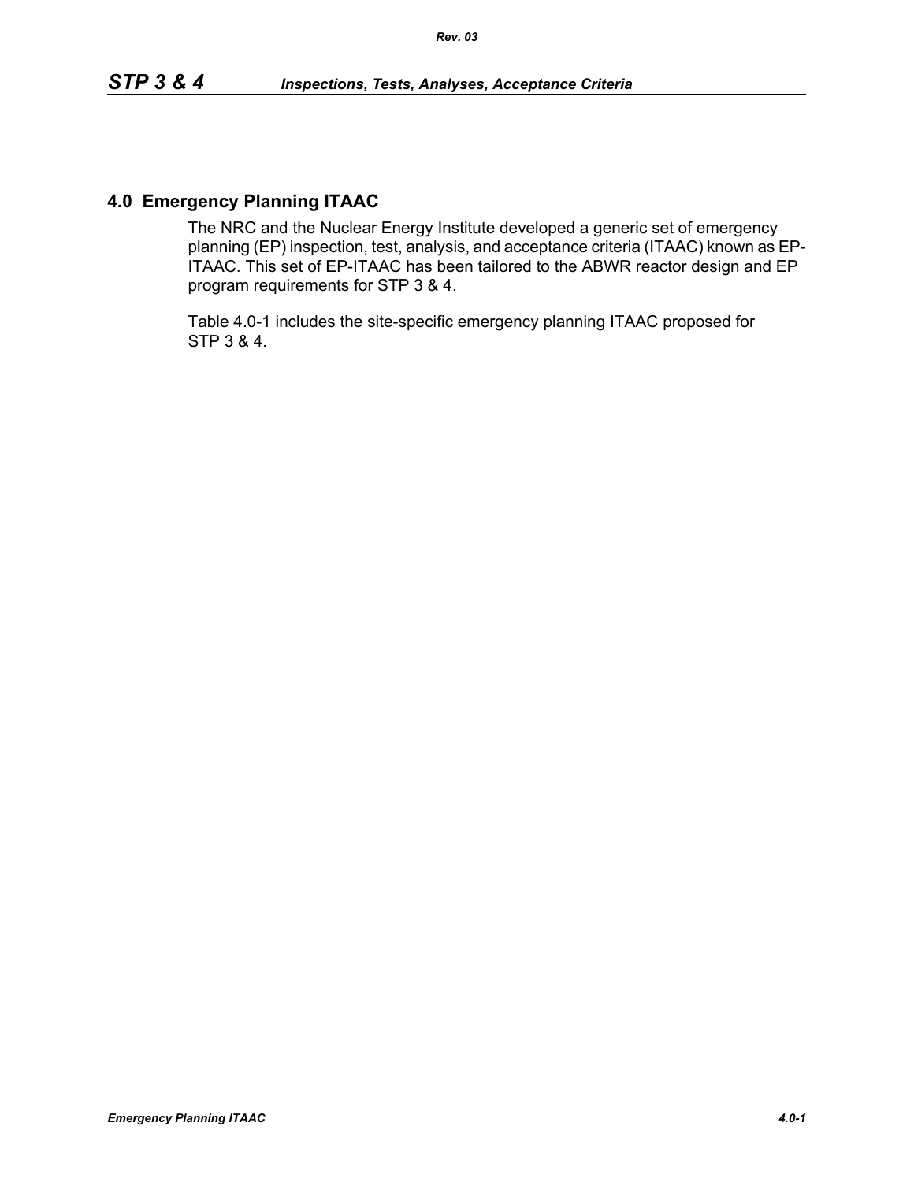## 4.0 Emergency Planning ITAAC

The NRC and the Nuclear Energy Institute developed a generic set of emergency planning (EP) inspection, test, analysis, and acceptance criteria (ITAAC) known as EP-ITAAC. This set of EP-ITAAC has been tailored to the ABWR reactor design and EP program requirements for STP 3 & 4.

Table 4.0-1 includes the site-specific emergency planning ITAAC proposed for STP 3 & 4.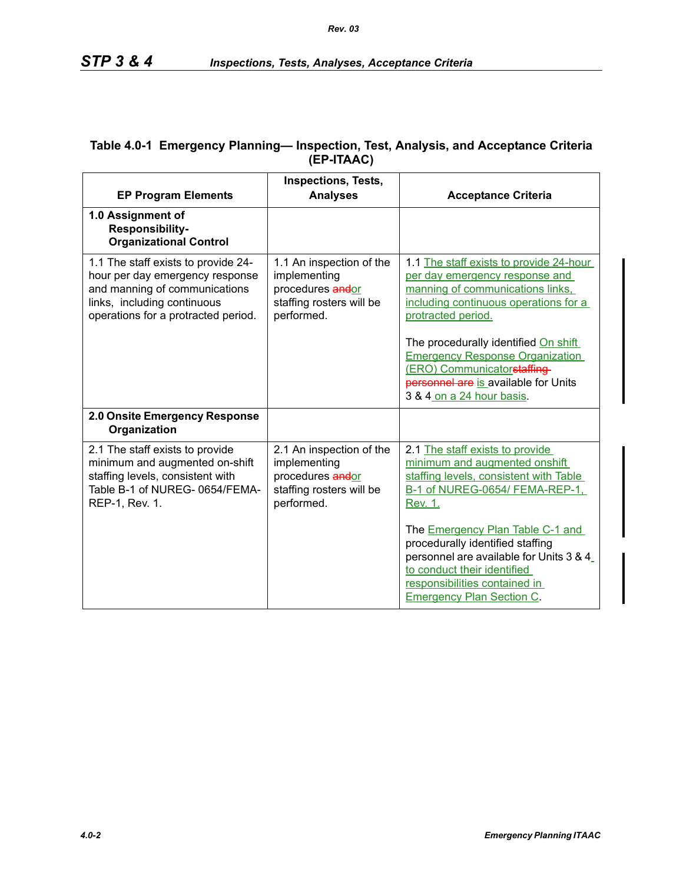## Table 4.0-1 Emergency Planning— Inspection, Test, Analysis, and Acceptance Criteria (EP-ITAAC)

| EP Program Elements | Inspections, Tests, Analyses | Acceptance Criteria |
|---|---|---|
| **1.0 Assignment of Responsibility-Organizational Control** | | |
| 1.1 The staff exists to provide 24-hour per day emergency response and manning of communications links, including continuous operations for a protracted period. | 1.1 An inspection of the implementing procedures ~~and~~or staffing rosters will be performed. | 1.1 The staff exists to provide 24-hour per day emergency response and manning of communications links, including continuous operations for a protracted period.<br><br>The procedurally identified On shift Emergency Response Organization (ERO) Communicator~~staffing personnel are~~ is available for Units 3 & 4 on a 24 hour basis. |
| **2.0 Onsite Emergency Response Organization** | | |
| 2.1 The staff exists to provide minimum and augmented on-shift staffing levels, consistent with Table B-1 of NUREG- 0654/FEMA-REP-1, Rev. 1. | 2.1 An inspection of the implementing procedures ~~and~~or staffing rosters will be performed. | 2.1 The staff exists to provide minimum and augmented onshift staffing levels, consistent with Table B-1 of NUREG-0654/ FEMA-REP-1, Rev. 1.<br><br>The Emergency Plan Table C-1 and procedurally identified staffing personnel are available for Units 3 & 4 to conduct their identified responsibilities contained in Emergency Plan Section C. |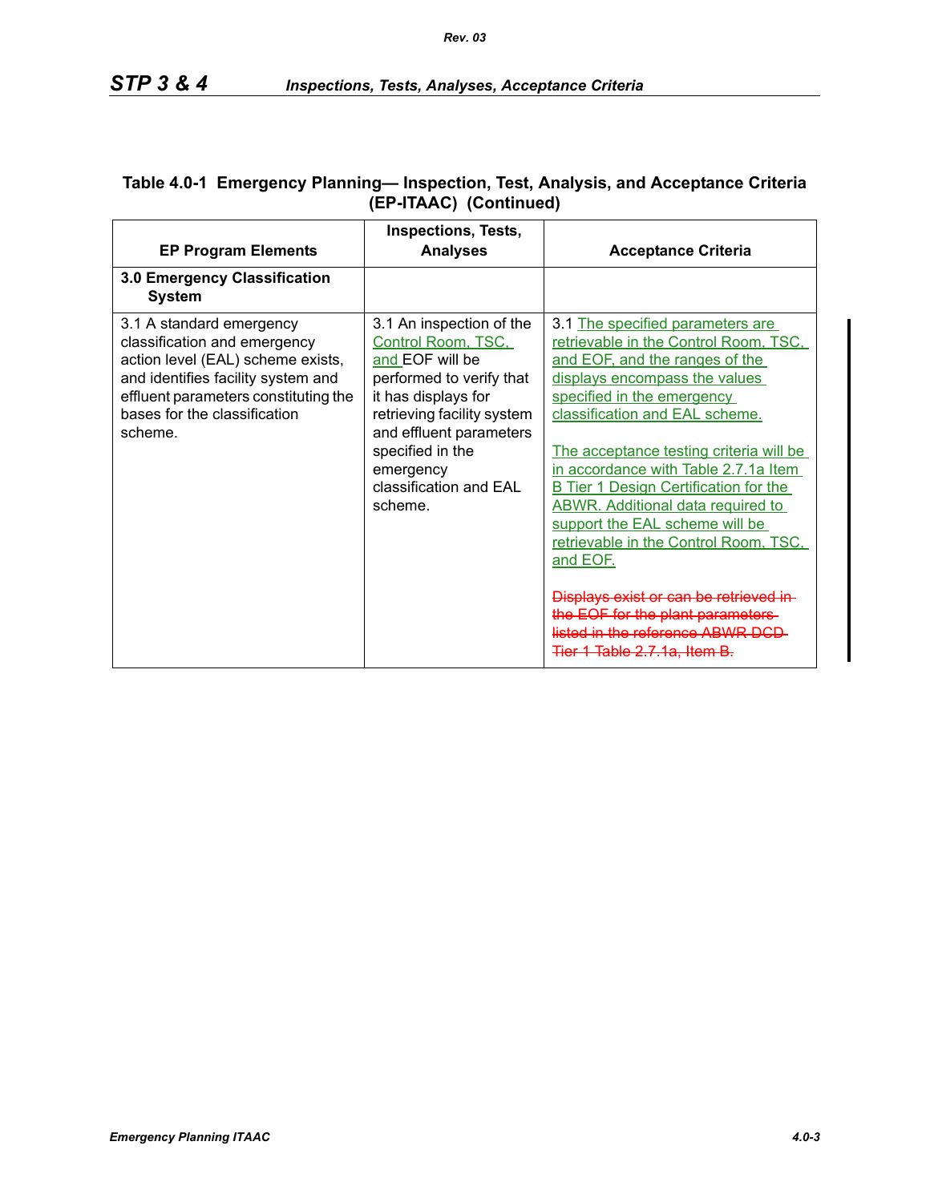**Table 4.0-1 Emergency Planning— Inspection, Test, Analysis, and Acceptance Criteria (EP-ITAAC) (Continued)**

| EP Program Elements | Inspections, Tests, Analyses | Acceptance Criteria |
|---|---|---|
| **3.0 Emergency Classification System** | | |
| 3.1 A standard emergency classification and emergency action level (EAL) scheme exists, and identifies facility system and effluent parameters constituting the bases for the classification scheme. | 3.1 An inspection of the Control Room, TSC, and EOF will be performed to verify that it has displays for retrieving facility system and effluent parameters specified in the emergency classification and EAL scheme. | 3.1 The specified parameters are retrievable in the Control Room, TSC, and EOF, and the ranges of the displays encompass the values specified in the emergency classification and EAL scheme.<br><br>The acceptance testing criteria will be in accordance with Table 2.7.1a Item B Tier 1 Design Certification for the ABWR. Additional data required to support the EAL scheme will be retrievable in the Control Room, TSC, and EOF.<br><br>~~Displays exist or can be retrieved in the EOF for the plant parameters listed in the reference ABWR DCD Tier 1 Table 2.7.1a, Item B.~~ |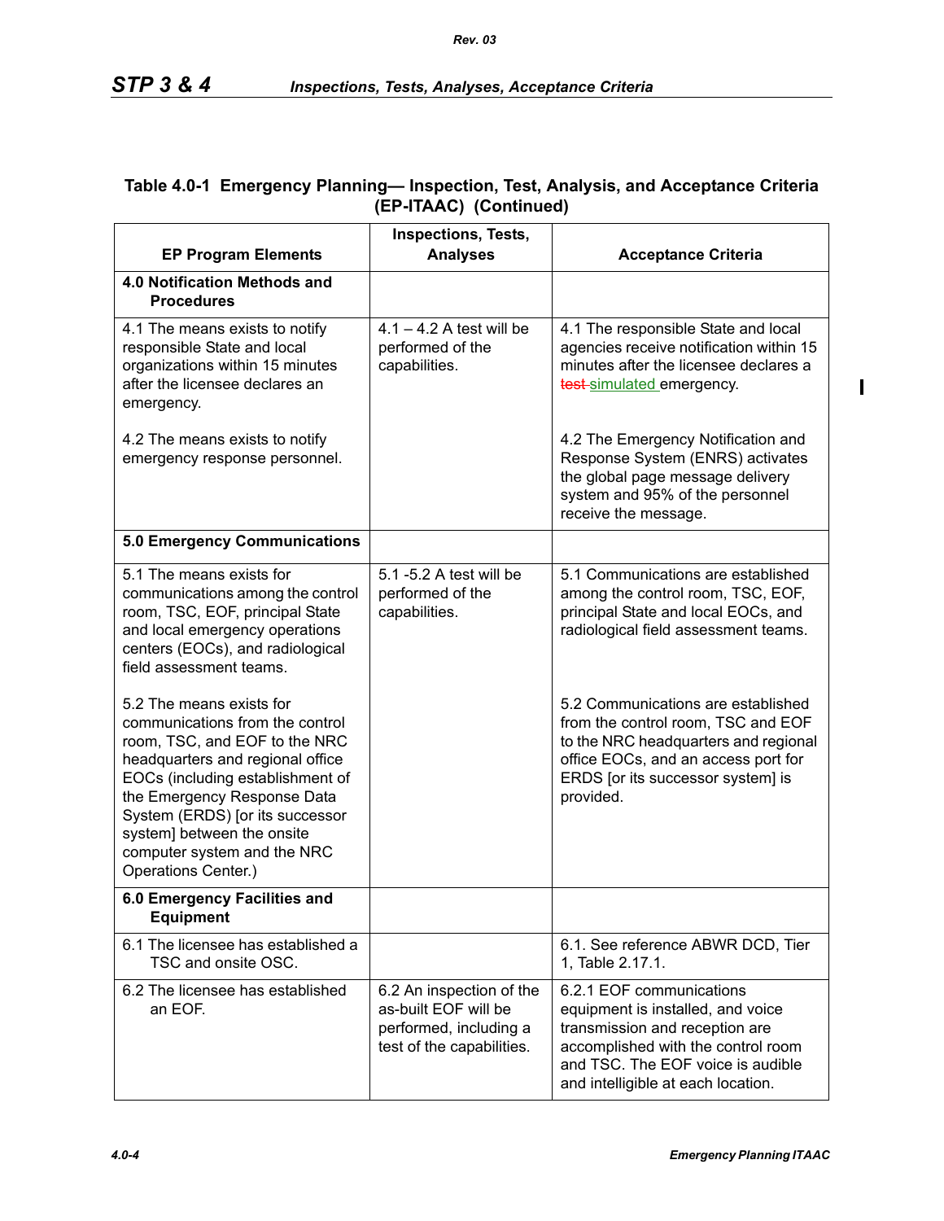## Table 4.0-1 Emergency Planning— Inspection, Test, Analysis, and Acceptance Criteria (EP-ITAAC) (Continued)

| EP Program Elements | Inspections, Tests, Analyses | Acceptance Criteria |
|---|---|---|
| **4.0 Notification Methods and Procedures** | | |
| 4.1 The means exists to notify responsible State and local organizations within 15 minutes after the licensee declares an emergency.<br><br>4.2 The means exists to notify emergency response personnel. | 4.1 – 4.2 A test will be performed of the capabilities. | 4.1 The responsible State and local agencies receive notification within 15 minutes after the licensee declares a ~~test~~ simulated emergency.<br><br>4.2 The Emergency Notification and Response System (ENRS) activates the global page message delivery system and 95% of the personnel receive the message. |
| **5.0 Emergency Communications** | | |
| 5.1 The means exists for communications among the control room, TSC, EOF, principal State and local emergency operations centers (EOCs), and radiological field assessment teams.<br><br>5.2 The means exists for communications from the control room, TSC, and EOF to the NRC headquarters and regional office EOCs (including establishment of the Emergency Response Data System (ERDS) [or its successor system] between the onsite computer system and the NRC Operations Center.) | 5.1 -5.2 A test will be performed of the capabilities. | 5.1 Communications are established among the control room, TSC, EOF, principal State and local EOCs, and radiological field assessment teams.<br><br>5.2 Communications are established from the control room, TSC and EOF to the NRC headquarters and regional office EOCs, and an access port for ERDS [or its successor system] is provided. |
| **6.0 Emergency Facilities and Equipment** | | |
| 6.1 The licensee has established a TSC and onsite OSC. | | 6.1. See reference ABWR DCD, Tier 1, Table 2.17.1. |
| 6.2 The licensee has established an EOF. | 6.2 An inspection of the as-built EOF will be performed, including a test of the capabilities. | 6.2.1 EOF communications equipment is installed, and voice transmission and reception are accomplished with the control room and TSC. The EOF voice is audible and intelligible at each location. |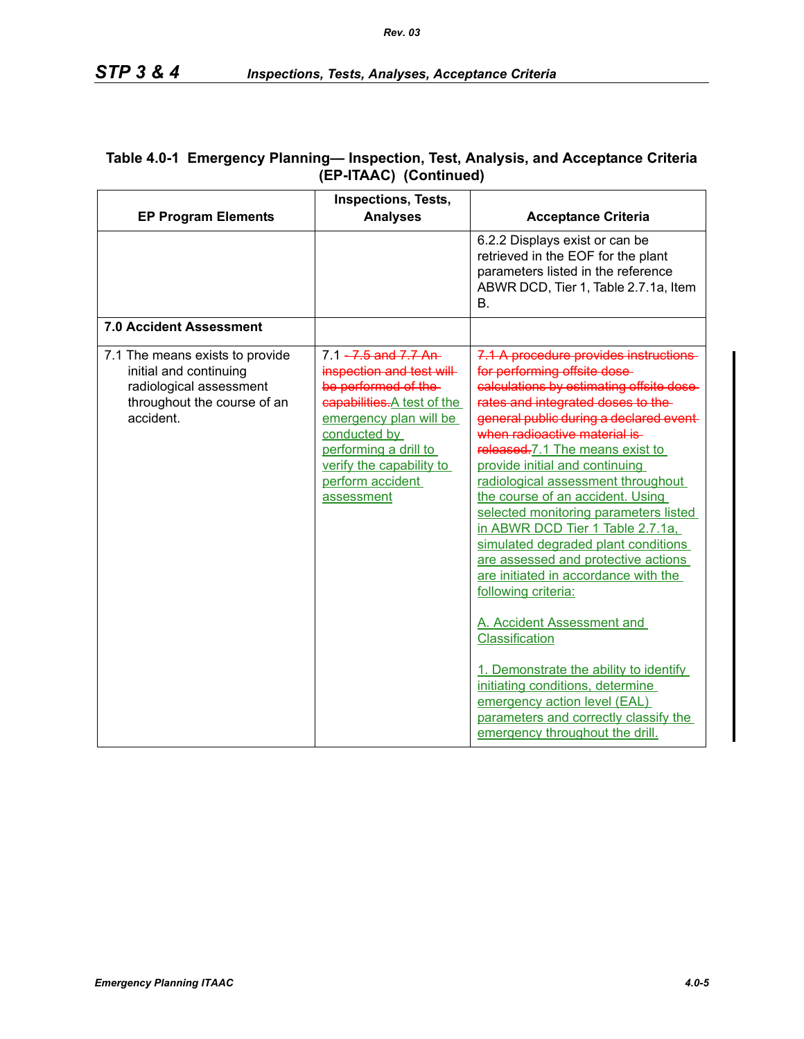**Table 4.0-1 Emergency Planning— Inspection, Test, Analysis, and Acceptance Criteria (EP-ITAAC) (Continued)**

| EP Program Elements | Inspections, Tests, Analyses | Acceptance Criteria |
|---|---|---|
| | | 6.2.2 Displays exist or can be retrieved in the EOF for the plant parameters listed in the reference ABWR DCD, Tier 1, Table 2.7.1a, Item B. |
| **7.0 Accident Assessment** | | |
| 7.1 The means exists to provide initial and continuing radiological assessment throughout the course of an accident. | 7.1 ~~7.5 and 7.7 An inspection and test will be performed of the capabilities.~~ A test of the emergency plan will be conducted by performing a drill to verify the capability to perform accident assessment | ~~7.1 A procedure provides instructions for performing offsite dose calculations by estimating offsite dose rates and integrated doses to the general public during a declared event when radioactive material is released.~~ 7.1 The means exist to provide initial and continuing radiological assessment throughout the course of an accident. Using selected monitoring parameters listed in ABWR DCD Tier 1 Table 2.7.1a, simulated degraded plant conditions are assessed and protective actions are initiated in accordance with the following criteria:<br><br>A. Accident Assessment and Classification<br><br>1. Demonstrate the ability to identify initiating conditions, determine emergency action level (EAL) parameters and correctly classify the emergency throughout the drill. |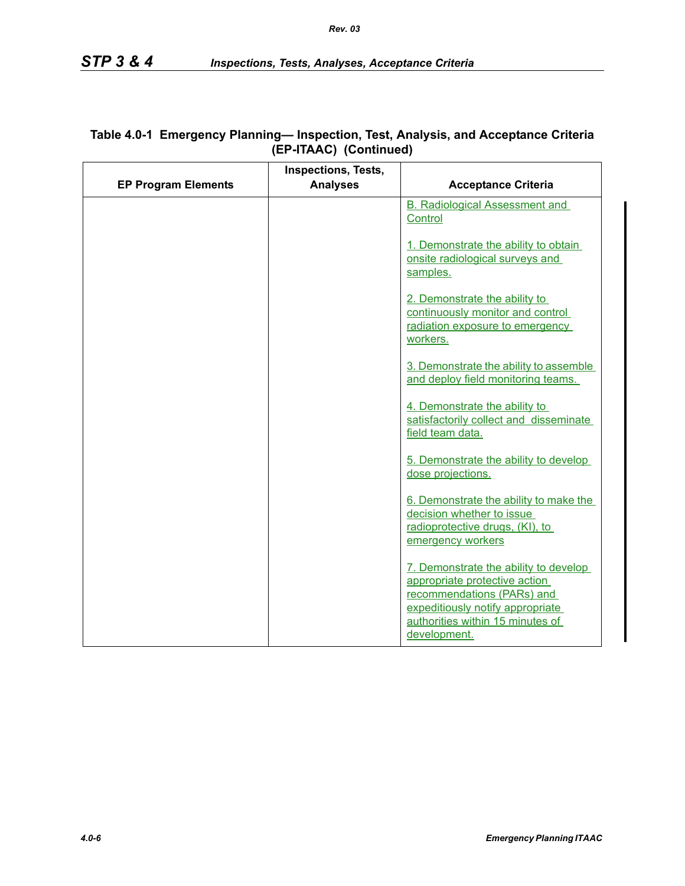**Table 4.0-1 Emergency Planning— Inspection, Test, Analysis, and Acceptance Criteria (EP-ITAAC) (Continued)**

| EP Program Elements | Inspections, Tests, Analyses | Acceptance Criteria |
|---|---|---|
| | | B. Radiological Assessment and Control<br><br>1. Demonstrate the ability to obtain onsite radiological surveys and samples.<br><br>2. Demonstrate the ability to continuously monitor and control radiation exposure to emergency workers.<br><br>3. Demonstrate the ability to assemble and deploy field monitoring teams.<br><br>4. Demonstrate the ability to satisfactorily collect and disseminate field team data.<br><br>5. Demonstrate the ability to develop dose projections.<br><br>6. Demonstrate the ability to make the decision whether to issue radioprotective drugs, (KI), to emergency workers<br><br>7. Demonstrate the ability to develop appropriate protective action recommendations (PARs) and expeditiously notify appropriate authorities within 15 minutes of development. |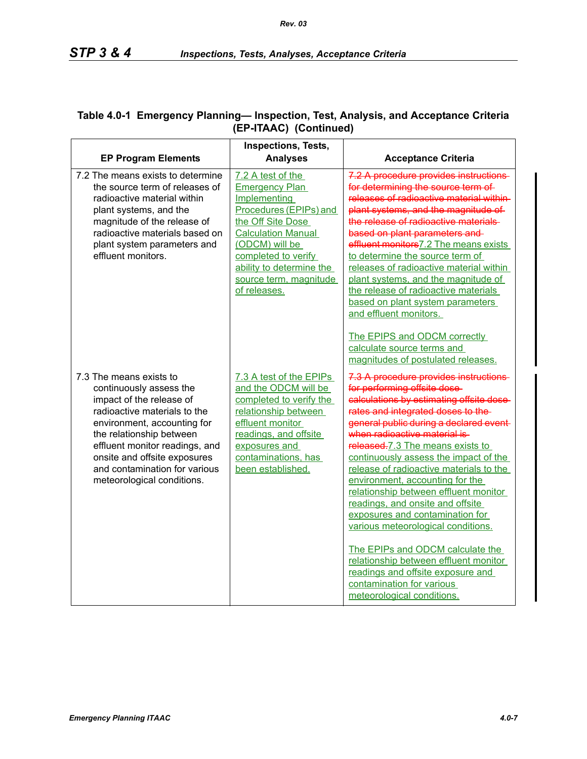**Table 4.0-1 Emergency Planning— Inspection, Test, Analysis, and Acceptance Criteria (EP-ITAAC) (Continued)**

| EP Program Elements | Inspections, Tests, Analyses | Acceptance Criteria |
|---|---|---|
| 7.2 The means exists to determine the source term of releases of radioactive material within plant systems, and the magnitude of the release of radioactive materials based on plant system parameters and effluent monitors. | 7.2 A test of the Emergency Plan Implementing Procedures (EPIPs) and the Off Site Dose Calculation Manual (ODCM) will be completed to verify ability to determine the source term, magnitude of releases. | ~~7.2 A procedure provides instructions for determining the source term of releases of radioactive material within plant systems, and the magnitude of the release of radioactive materials based on plant parameters and effluent monitors~~7.2 The means exists to determine the source term of releases of radioactive material within plant systems, and the magnitude of the release of radioactive materials based on plant system parameters and effluent monitors.<br><br>The EPIPS and ODCM correctly calculate source terms and magnitudes of postulated releases. |
| 7.3 The means exists to continuously assess the impact of the release of radioactive materials to the environment, accounting for the relationship between effluent monitor readings, and onsite and offsite exposures and contamination for various meteorological conditions. | 7.3 A test of the EPIPs and the ODCM will be completed to verify the relationship between effluent monitor readings, and offsite exposures and contaminations, has been established. | ~~7.3 A procedure provides instructions for performing offsite dose calculations by estimating offsite dose rates and integrated doses to the general public during a declared event when radioactive material is released.~~7.3 The means exists to continuously assess the impact of the release of radioactive materials to the environment, accounting for the relationship between effluent monitor readings, and onsite and offsite exposures and contamination for various meteorological conditions.<br><br>The EPIPs and ODCM calculate the relationship between effluent monitor readings and offsite exposure and contamination for various meteorological conditions. |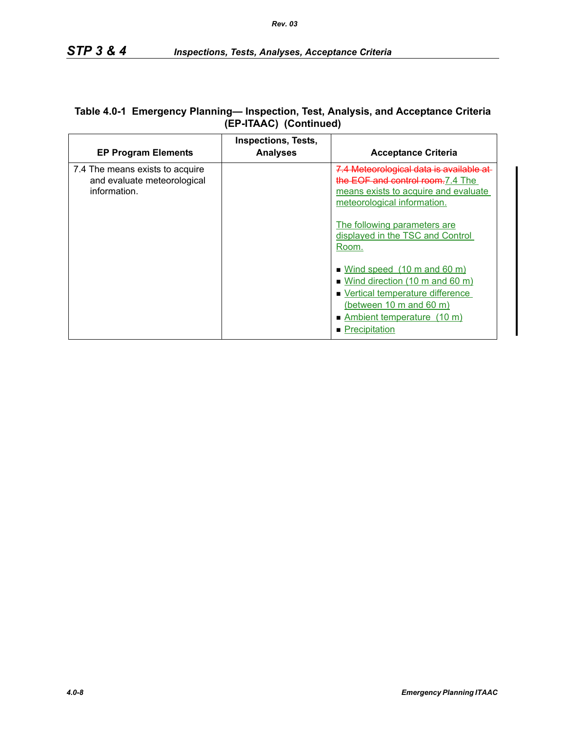**Table 4.0-1 Emergency Planning— Inspection, Test, Analysis, and Acceptance Criteria (EP-ITAAC) (Continued)**

| EP Program Elements | Inspections, Tests, Analyses | Acceptance Criteria |
|---|---|---|
| 7.4 The means exists to acquire and evaluate meteorological information. | | ~~7.4 Meteorological data is available at the EOF and control room.~~ 7.4 The means exists to acquire and evaluate meteorological information.<br><br>The following parameters are displayed in the TSC and Control Room.<br><br>■ Wind speed (10 m and 60 m)<br>■ Wind direction (10 m and 60 m)<br>■ Vertical temperature difference (between 10 m and 60 m)<br>■ Ambient temperature (10 m)<br>■ Precipitation |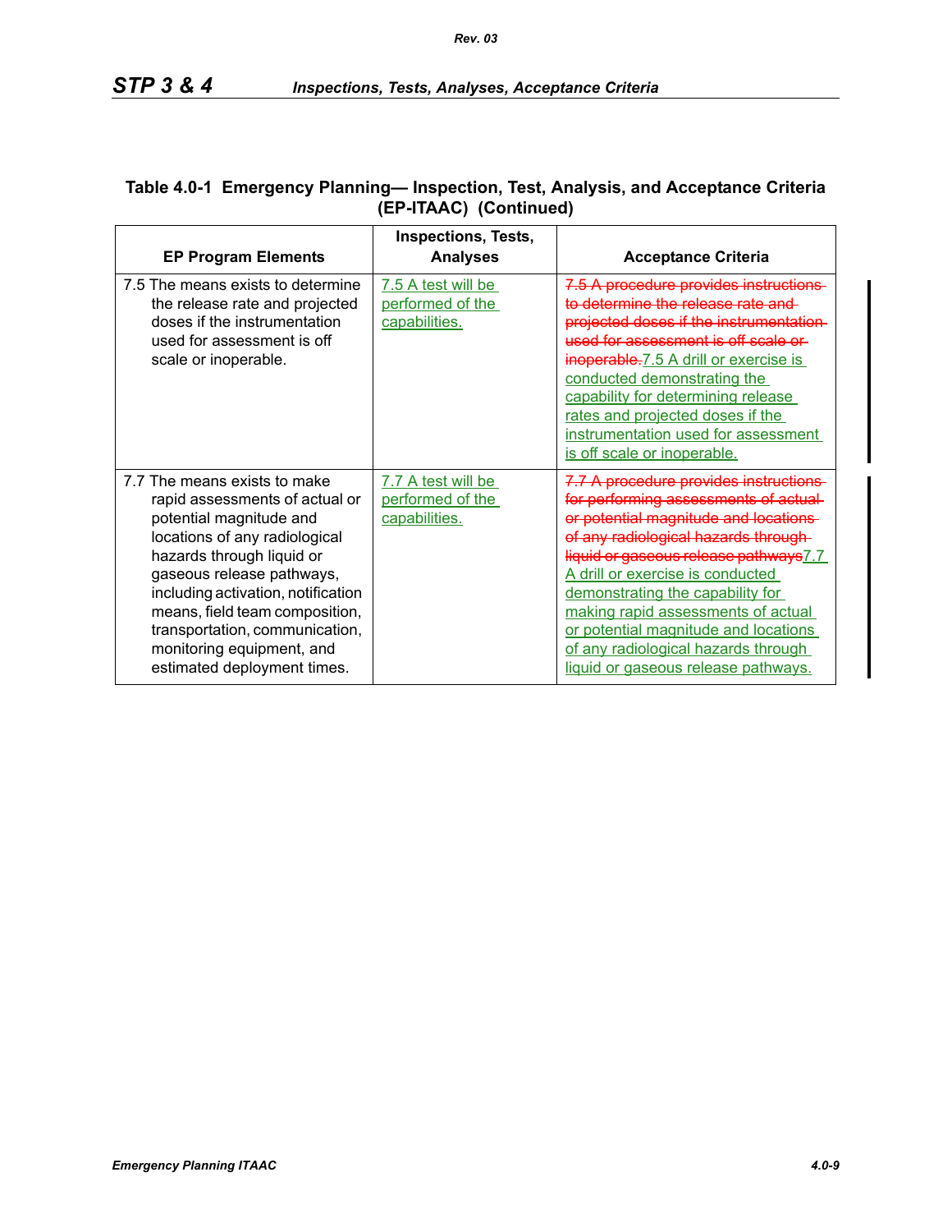**Table 4.0-1 Emergency Planning— Inspection, Test, Analysis, and Acceptance Criteria (EP-ITAAC) (Continued)**

| EP Program Elements | Inspections, Tests, Analyses | Acceptance Criteria |
|---|---|---|
| 7.5 The means exists to determine the release rate and projected doses if the instrumentation used for assessment is off scale or inoperable. | 7.5 A test will be performed of the capabilities. | ~~7.5 A procedure provides instructions to determine the release rate and projected doses if the instrumentation used for assessment is off scale or inoperable.~~ 7.5 A drill or exercise is conducted demonstrating the capability for determining release rates and projected doses if the instrumentation used for assessment is off scale or inoperable. |
| 7.7 The means exists to make rapid assessments of actual or potential magnitude and locations of any radiological hazards through liquid or gaseous release pathways, including activation, notification means, field team composition, transportation, communication, monitoring equipment, and estimated deployment times. | 7.7 A test will be performed of the capabilities. | ~~7.7 A procedure provides instructions for performing assessments of actual or potential magnitude and locations of any radiological hazards through liquid or gaseous release pathways~~ 7.7 A drill or exercise is conducted demonstrating the capability for making rapid assessments of actual or potential magnitude and locations of any radiological hazards through liquid or gaseous release pathways. |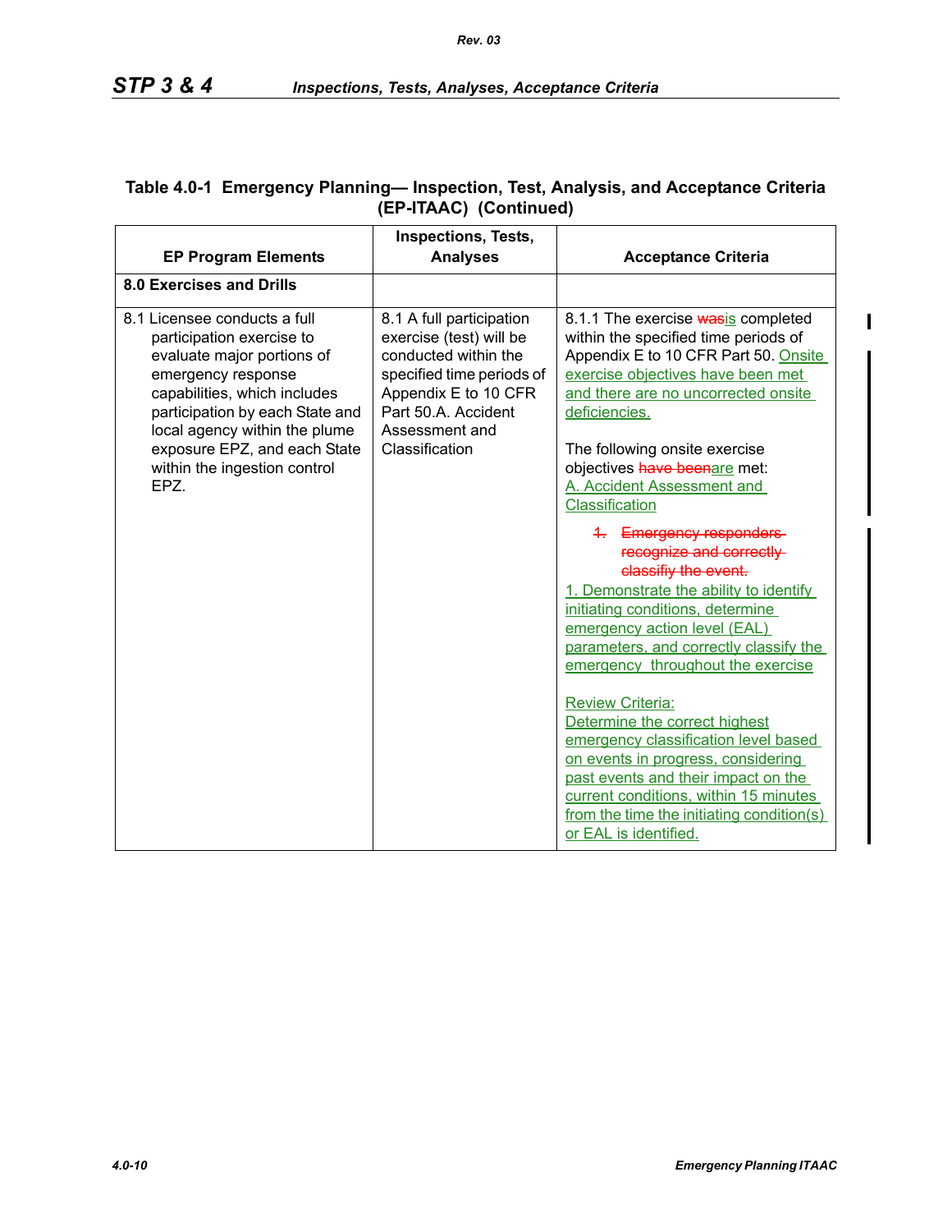**Table 4.0-1 Emergency Planning— Inspection, Test, Analysis, and Acceptance Criteria (EP-ITAAC) (Continued)**

| EP Program Elements | Inspections, Tests, Analyses | Acceptance Criteria |
|---|---|---|
| **8.0 Exercises and Drills** | | |
| 8.1 Licensee conducts a full participation exercise to evaluate major portions of emergency response capabilities, which includes participation by each State and local agency within the plume exposure EPZ, and each State within the ingestion control EPZ. | 8.1 A full participation exercise (test) will be conducted within the specified time periods of Appendix E to 10 CFR Part 50.A. Accident Assessment and Classification | 8.1.1 The exercise ~~was~~is completed within the specified time periods of Appendix E to 10 CFR Part 50. Onsite exercise objectives have been met and there are no uncorrected onsite deficiencies.<br><br>The following onsite exercise objectives ~~have been~~are met:<br>A. Accident Assessment and Classification<br><br>~~1. Emergency responders recognize and correctly classifiy the event.~~<br>1. Demonstrate the ability to identify initiating conditions, determine emergency action level (EAL) parameters, and correctly classify the emergency throughout the exercise<br><br>Review Criteria:<br>Determine the correct highest emergency classification level based on events in progress, considering past events and their impact on the current conditions, within 15 minutes from the time the initiating condition(s) or EAL is identified. |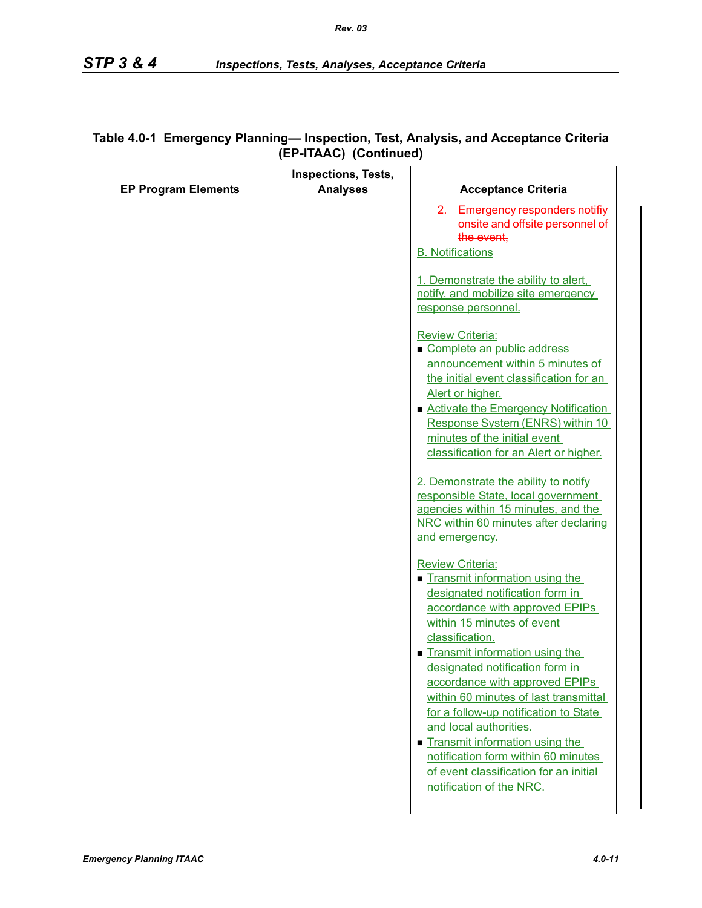## Table 4.0-1 Emergency Planning— Inspection, Test, Analysis, and Acceptance Criteria (EP-ITAAC) (Continued)

| EP Program Elements | Inspections, Tests, Analyses | Acceptance Criteria |
|---|---|---|
| | | ~~2. Emergency responders notifiy onsite and offsite personnel of the event,~~<br><br>B. Notifications<br><br>1. Demonstrate the ability to alert, notify, and mobilize site emergency response personnel.<br><br>Review Criteria:<br>■ Complete an public address announcement within 5 minutes of the initial event classification for an Alert or higher.<br>■ Activate the Emergency Notification Response System (ENRS) within 10 minutes of the initial event classification for an Alert or higher.<br><br>2. Demonstrate the ability to notify responsible State, local government agencies within 15 minutes, and the NRC within 60 minutes after declaring and emergency.<br><br>Review Criteria:<br>■ Transmit information using the designated notification form in accordance with approved EPIPs within 15 minutes of event classification.<br>■ Transmit information using the designated notification form in accordance with approved EPIPs within 60 minutes of last transmittal for a follow-up notification to State and local authorities.<br>■ Transmit information using the notification form within 60 minutes of event classification for an initial notification of the NRC. |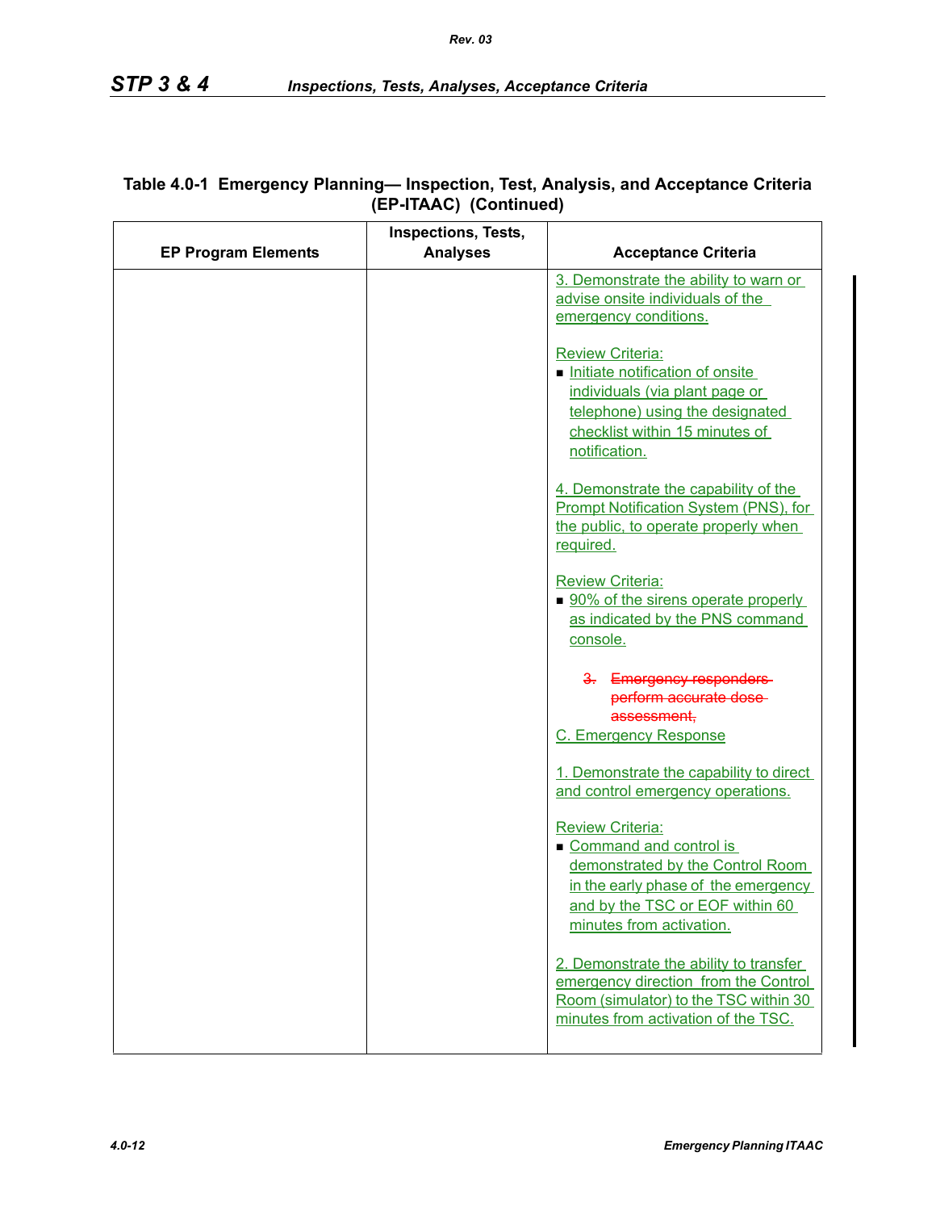**Table 4.0-1 Emergency Planning— Inspection, Test, Analysis, and Acceptance Criteria (EP-ITAAC) (Continued)**

| EP Program Elements | Inspections, Tests, Analyses | Acceptance Criteria |
|---|---|---|
| | | 3. Demonstrate the ability to warn or advise onsite individuals of the emergency conditions.<br><br>Review Criteria:<br>■ Initiate notification of onsite individuals (via plant page or telephone) using the designated checklist within 15 minutes of notification.<br><br>4. Demonstrate the capability of the Prompt Notification System (PNS), for the public, to operate properly when required.<br><br>Review Criteria:<br>■ 90% of the sirens operate properly as indicated by the PNS command console.<br><br>~~3. Emergency responders perform accurate dose assessment,~~<br>C. Emergency Response<br><br>1. Demonstrate the capability to direct and control emergency operations.<br><br>Review Criteria:<br>■ Command and control is demonstrated by the Control Room in the early phase of the emergency and by the TSC or EOF within 60 minutes from activation.<br><br>2. Demonstrate the ability to transfer emergency direction from the Control Room (simulator) to the TSC within 30 minutes from activation of the TSC. |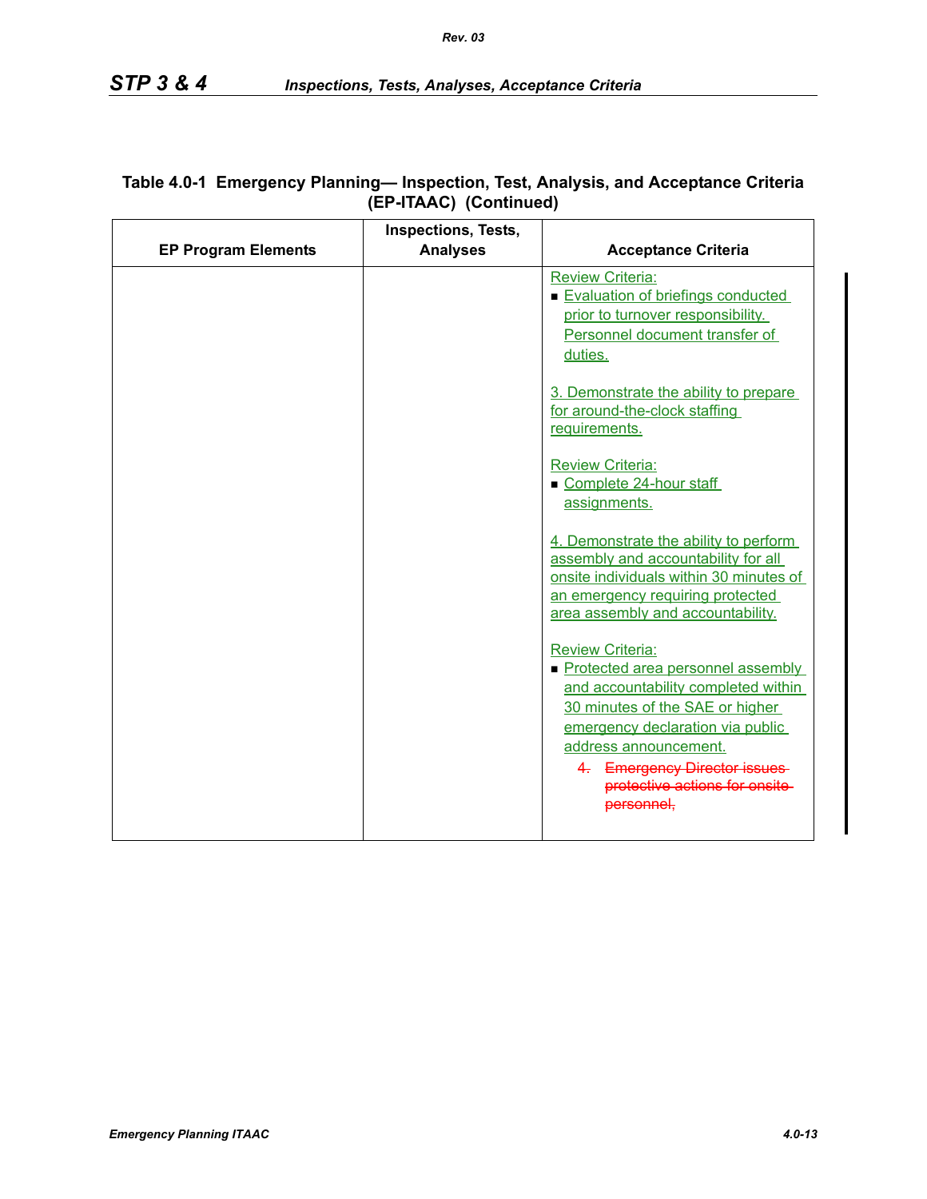### Table 4.0-1 Emergency Planning— Inspection, Test, Analysis, and Acceptance Criteria (EP-ITAAC) (Continued)

| EP Program Elements | Inspections, Tests, Analyses | Acceptance Criteria |
|---|---|---|
| | | Review Criteria:<br>■ Evaluation of briefings conducted prior to turnover responsibility. Personnel document transfer of duties.<br><br>3. Demonstrate the ability to prepare for around-the-clock staffing requirements.<br><br>Review Criteria:<br>■ Complete 24-hour staff assignments.<br><br>4. Demonstrate the ability to perform assembly and accountability for all onsite individuals within 30 minutes of an emergency requiring protected area assembly and accountability.<br><br>Review Criteria:<br>■ Protected area personnel assembly and accountability completed within 30 minutes of the SAE or higher emergency declaration via public address announcement.<br>~~4. Emergency Director issues protective actions for onsite personnel,~~ |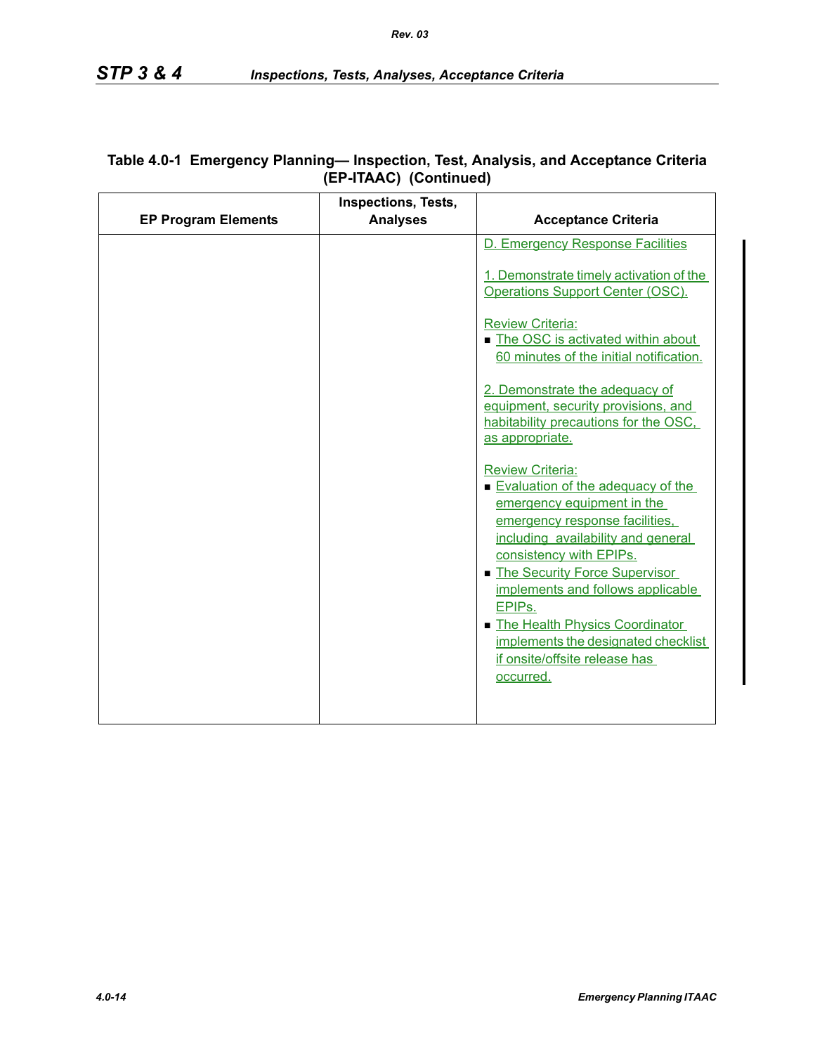**Table 4.0-1 Emergency Planning— Inspection, Test, Analysis, and Acceptance Criteria (EP-ITAAC) (Continued)**

| EP Program Elements | Inspections, Tests, Analyses | Acceptance Criteria |
|---|---|---|
| | | D. Emergency Response Facilities<br><br>1. Demonstrate timely activation of the Operations Support Center (OSC).<br><br>Review Criteria:<br>■ The OSC is activated within about 60 minutes of the initial notification.<br><br>2. Demonstrate the adequacy of equipment, security provisions, and habitability precautions for the OSC, as appropriate.<br><br>Review Criteria:<br>■ Evaluation of the adequacy of the emergency equipment in the emergency response facilities, including availability and general consistency with EPIPs.<br>■ The Security Force Supervisor implements and follows applicable EPIPs.<br>■ The Health Physics Coordinator implements the designated checklist if onsite/offsite release has occurred. |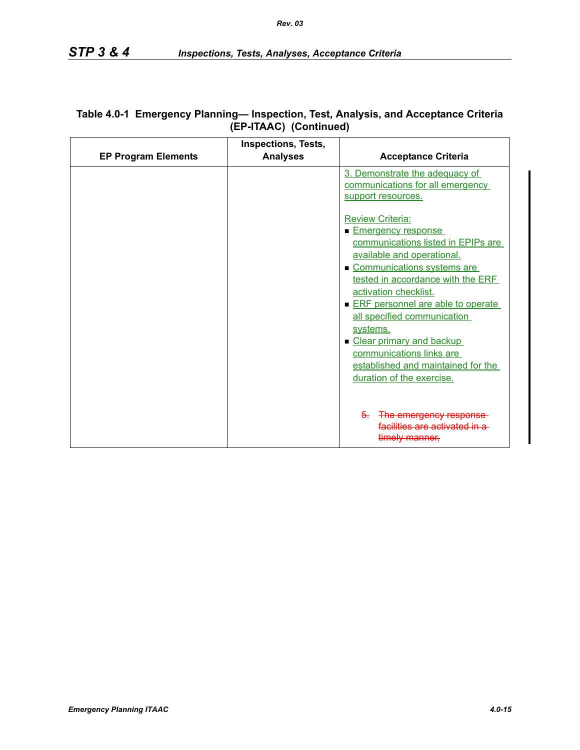**Table 4.0-1 Emergency Planning— Inspection, Test, Analysis, and Acceptance Criteria (EP-ITAAC) (Continued)**

| EP Program Elements | Inspections, Tests, Analyses | Acceptance Criteria |
|---|---|---|
| | | 3. Demonstrate the adequacy of communications for all emergency support resources.<br><br>Review Criteria:<br>■ Emergency response communications listed in EPIPs are available and operational.<br>■ Communications systems are tested in accordance with the ERF activation checklist.<br>■ ERF personnel are able to operate all specified communication systems.<br>■ Clear primary and backup communications links are established and maintained for the duration of the exercise.<br><br>~~5. The emergency response facilities are activated in a timely manner,~~ |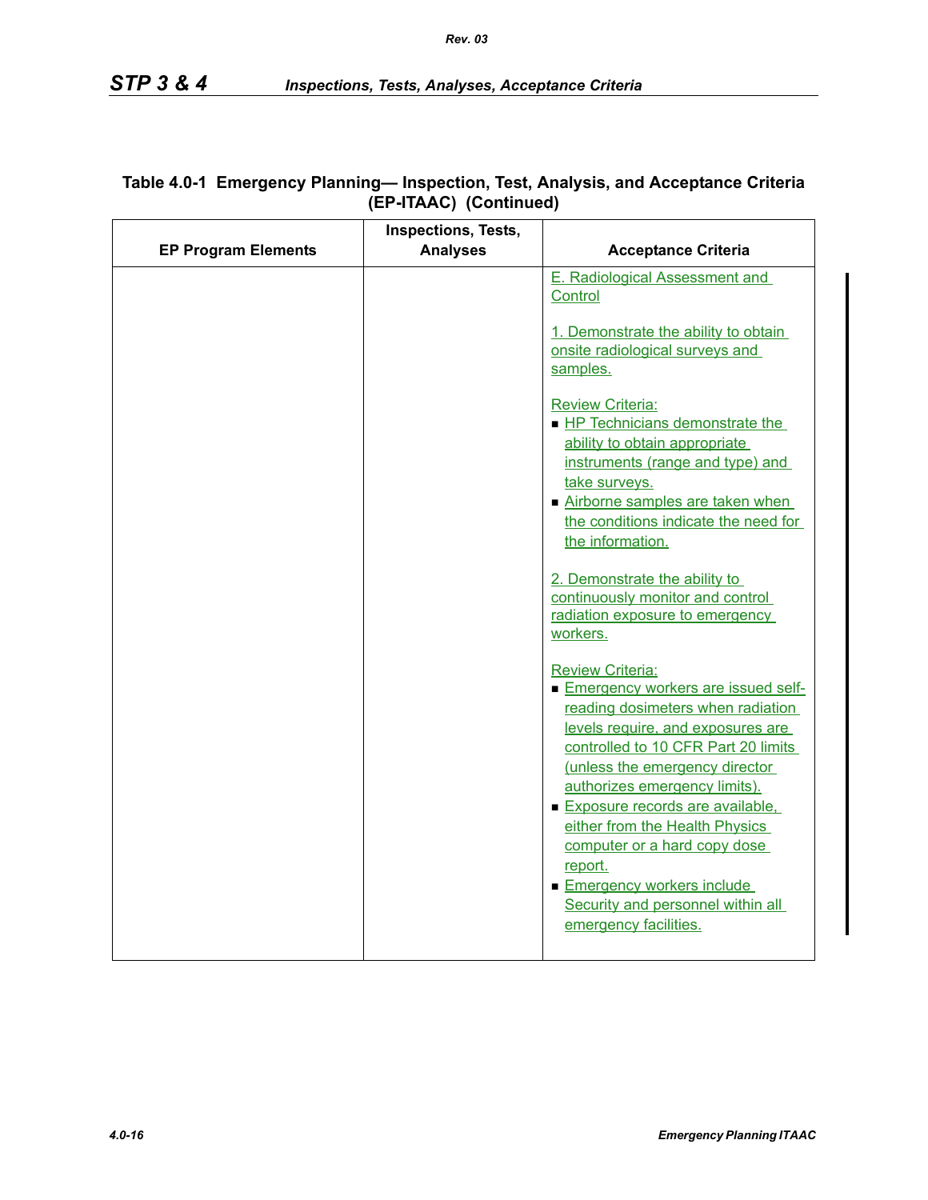**Table 4.0-1 Emergency Planning— Inspection, Test, Analysis, and Acceptance Criteria (EP-ITAAC) (Continued)**

| EP Program Elements | Inspections, Tests, Analyses | Acceptance Criteria |
|---|---|---|
| | | E. Radiological Assessment and Control<br><br>1. Demonstrate the ability to obtain onsite radiological surveys and samples.<br><br>Review Criteria:<br>■ HP Technicians demonstrate the ability to obtain appropriate instruments (range and type) and take surveys.<br>■ Airborne samples are taken when the conditions indicate the need for the information.<br><br>2. Demonstrate the ability to continuously monitor and control radiation exposure to emergency workers.<br><br>Review Criteria:<br>■ Emergency workers are issued self-reading dosimeters when radiation levels require, and exposures are controlled to 10 CFR Part 20 limits (unless the emergency director authorizes emergency limits).<br>■ Exposure records are available, either from the Health Physics computer or a hard copy dose report.<br>■ Emergency workers include Security and personnel within all emergency facilities. |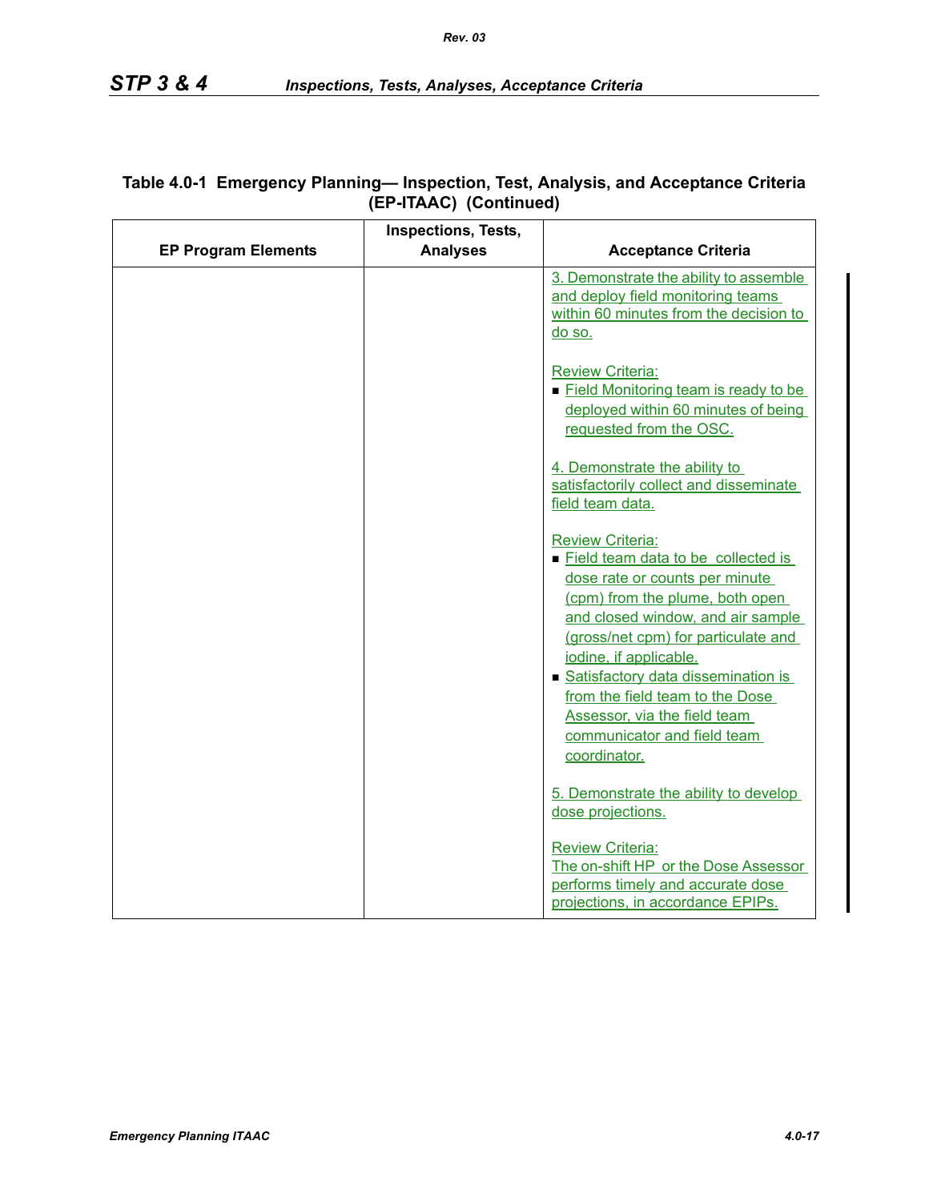**Table 4.0-1 Emergency Planning— Inspection, Test, Analysis, and Acceptance Criteria (EP-ITAAC) (Continued)**

| EP Program Elements | Inspections, Tests, Analyses | Acceptance Criteria |
|---|---|---|
| | | 3. Demonstrate the ability to assemble and deploy field monitoring teams within 60 minutes from the decision to do so.<br><br>Review Criteria:<br>■ Field Monitoring team is ready to be deployed within 60 minutes of being requested from the OSC.<br><br>4. Demonstrate the ability to satisfactorily collect and disseminate field team data.<br><br>Review Criteria:<br>■ Field team data to be collected is dose rate or counts per minute (cpm) from the plume, both open and closed window, and air sample (gross/net cpm) for particulate and iodine, if applicable.<br>■ Satisfactory data dissemination is from the field team to the Dose Assessor, via the field team communicator and field team coordinator.<br><br>5. Demonstrate the ability to develop dose projections.<br><br>Review Criteria:<br>The on-shift HP or the Dose Assessor performs timely and accurate dose projections, in accordance EPIPs. |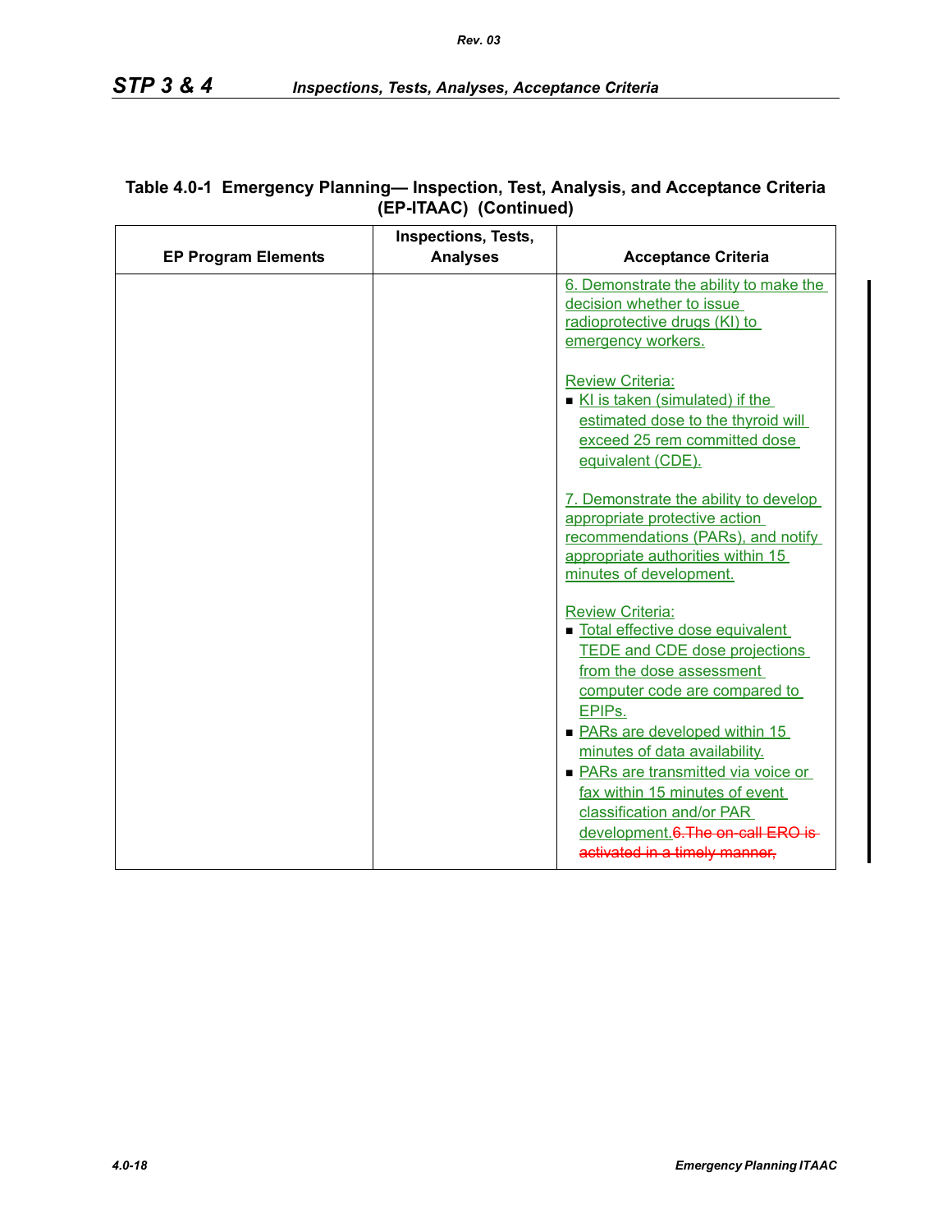**Table 4.0-1 Emergency Planning— Inspection, Test, Analysis, and Acceptance Criteria (EP-ITAAC) (Continued)**

| EP Program Elements | Inspections, Tests, Analyses | Acceptance Criteria |
|---|---|---|
| | | 6. Demonstrate the ability to make the decision whether to issue radioprotective drugs (KI) to emergency workers.<br><br>Review Criteria:<br>■ KI is taken (simulated) if the estimated dose to the thyroid will exceed 25 rem committed dose equivalent (CDE).<br><br>7. Demonstrate the ability to develop appropriate protective action recommendations (PARs), and notify appropriate authorities within 15 minutes of development.<br><br>Review Criteria:<br>■ Total effective dose equivalent TEDE and CDE dose projections from the dose assessment computer code are compared to EPIPs.<br>■ PARs are developed within 15 minutes of data availability.<br>■ PARs are transmitted via voice or fax within 15 minutes of event classification and/or PAR development.~~6.The on-call ERO is activated in a timely manner,~~ |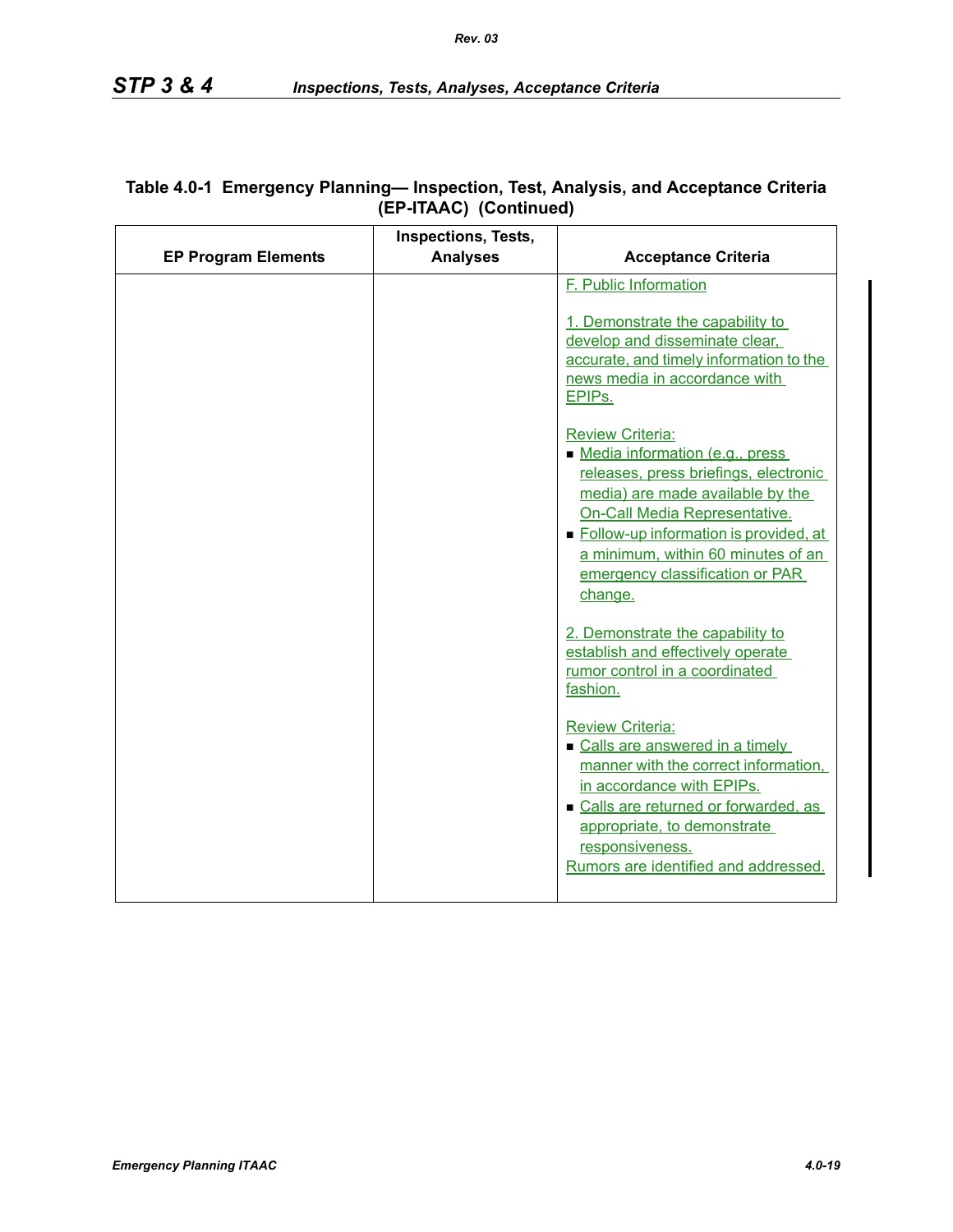**Table 4.0-1 Emergency Planning— Inspection, Test, Analysis, and Acceptance Criteria (EP-ITAAC) (Continued)**

| EP Program Elements | Inspections, Tests, Analyses | Acceptance Criteria |
|---|---|---|
| | | F. Public Information<br><br>1. Demonstrate the capability to develop and disseminate clear, accurate, and timely information to the news media in accordance with EPIPs.<br><br>Review Criteria:<br>■ Media information (e.g., press releases, press briefings, electronic media) are made available by the On-Call Media Representative.<br>■ Follow-up information is provided, at a minimum, within 60 minutes of an emergency classification or PAR change.<br><br>2. Demonstrate the capability to establish and effectively operate rumor control in a coordinated fashion.<br><br>Review Criteria:<br>■ Calls are answered in a timely manner with the correct information, in accordance with EPIPs.<br>■ Calls are returned or forwarded, as appropriate, to demonstrate responsiveness.<br>Rumors are identified and addressed. |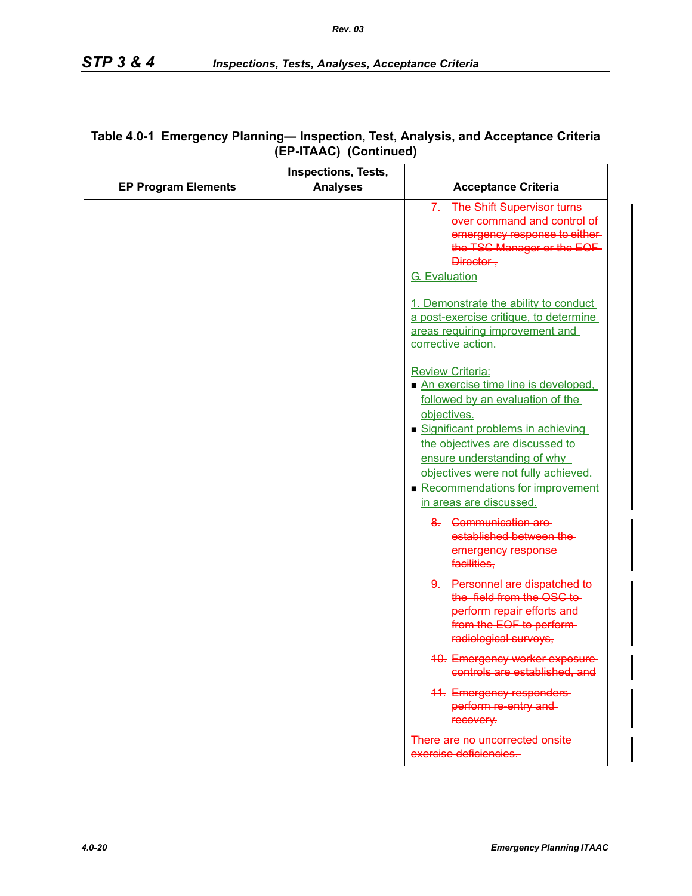**Table 4.0-1 Emergency Planning— Inspection, Test, Analysis, and Acceptance Criteria (EP-ITAAC) (Continued)**

| EP Program Elements | Inspections, Tests, Analyses | Acceptance Criteria |
|---|---|---|
| | | ~~7. The Shift Supervisor turns over command and control of emergency response to either the TSC Manager or the EOF Director ,~~<br><br>G. Evaluation<br><br>1. Demonstrate the ability to conduct a post-exercise critique, to determine areas requiring improvement and corrective action.<br><br>Review Criteria:<br>■ An exercise time line is developed, followed by an evaluation of the objectives.<br>■ Significant problems in achieving the objectives are discussed to ensure understanding of why objectives were not fully achieved.<br>■ Recommendations for improvement in areas are discussed.<br><br>~~8. Communication are established between the emergency response facilities,~~<br><br>~~9. Personnel are dispatched to the field from the OSC to perform repair efforts and from the EOF to perform radiological surveys,~~<br><br>~~10. Emergency worker exposure controls are established, and~~<br><br>~~11. Emergency responders perform re-entry and recovery.~~<br><br>~~There are no uncorrected onsite exercise deficiencies.~~ |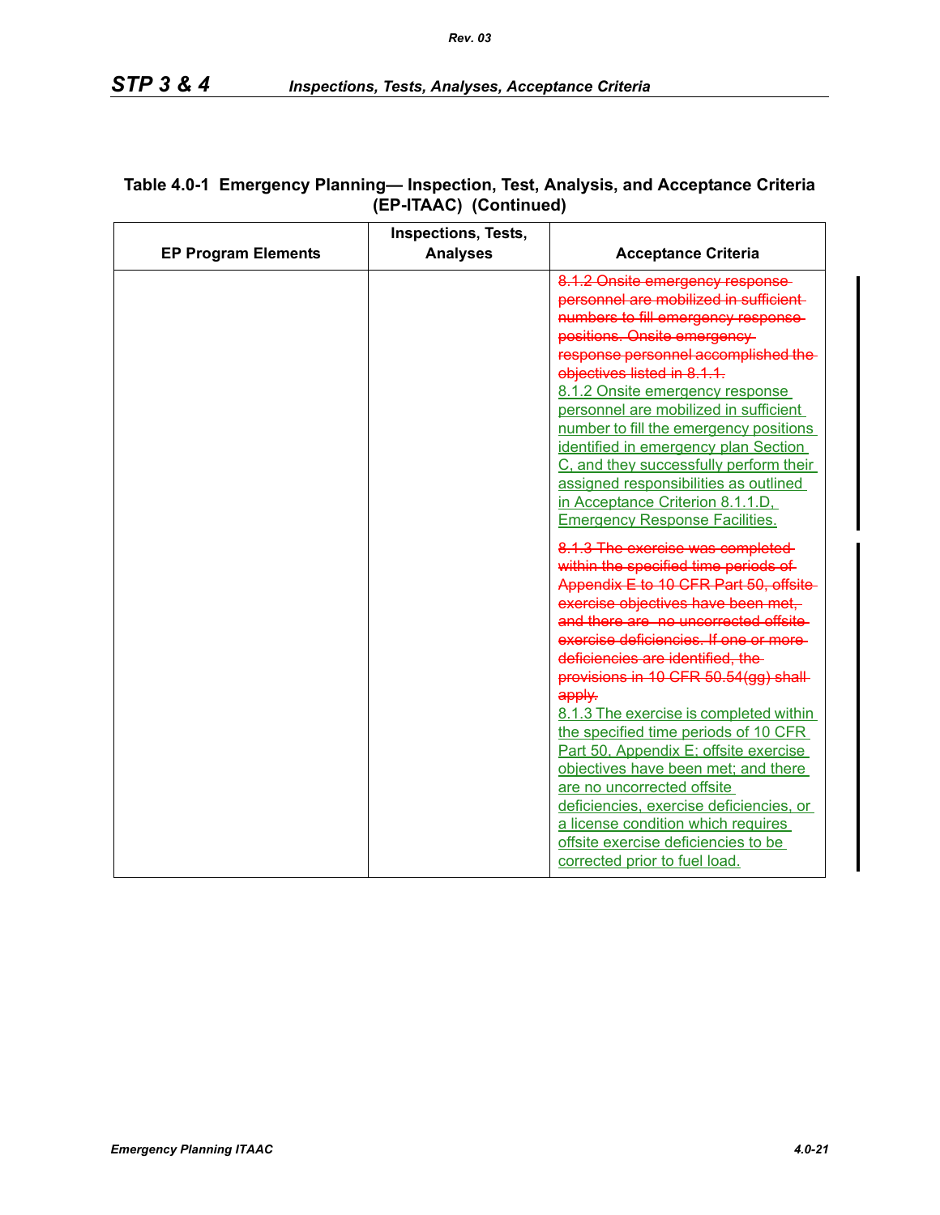**Table 4.0-1 Emergency Planning— Inspection, Test, Analysis, and Acceptance Criteria (EP-ITAAC) (Continued)**

| EP Program Elements | Inspections, Tests, Analyses | Acceptance Criteria |
|---|---|---|
| | | ~~8.1.2 Onsite emergency response personnel are mobilized in sufficient numbers to fill emergency response positions. Onsite emergency response personnel accomplished the objectives listed in 8.1.1.~~ <u>8.1.2 Onsite emergency response personnel are mobilized in sufficient number to fill the emergency positions identified in emergency plan Section C, and they successfully perform their assigned responsibilities as outlined in Acceptance Criterion 8.1.1.D, Emergency Response Facilities.</u> |
| | | ~~8.1.3 The exercise was completed within the specified time periods of Appendix E to 10 CFR Part 50, offsite exercise objectives have been met, and there are no uncorrected offsite exercise deficiencies. If one or more deficiencies are identified, the provisions in 10 CFR 50.54(gg) shall apply.~~ <u>8.1.3 The exercise is completed within the specified time periods of 10 CFR Part 50, Appendix E; offsite exercise objectives have been met; and there are no uncorrected offsite deficiencies, exercise deficiencies, or a license condition which requires offsite exercise deficiencies to be corrected prior to fuel load.</u> |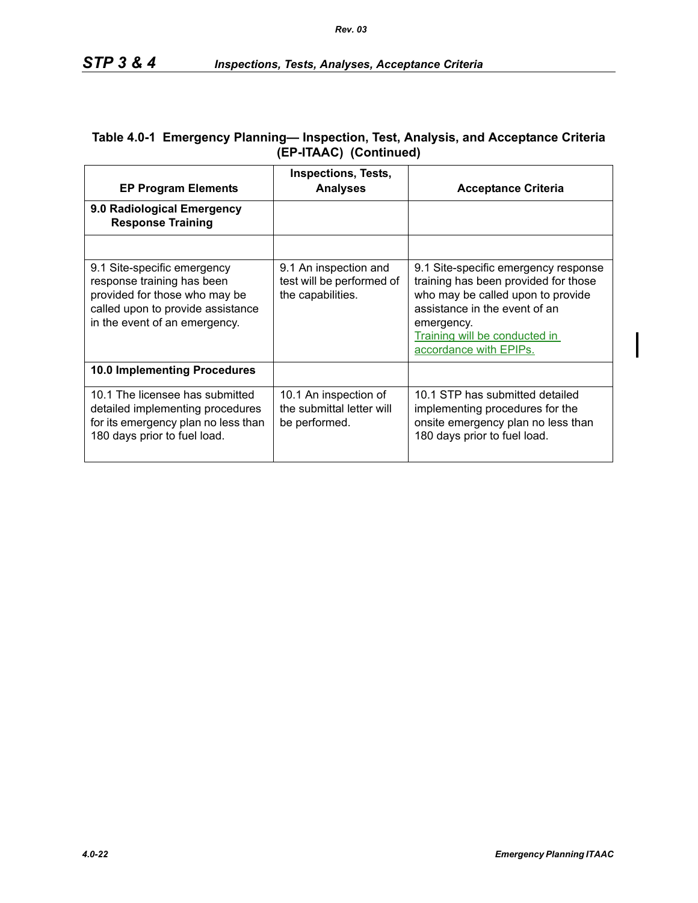**Table 4.0-1 Emergency Planning— Inspection, Test, Analysis, and Acceptance Criteria (EP-ITAAC) (Continued)**

| EP Program Elements | Inspections, Tests, Analyses | Acceptance Criteria |
|---|---|---|
| **9.0 Radiological Emergency Response Training** | | |
| | | |
| 9.1 Site-specific emergency response training has been provided for those who may be called upon to provide assistance in the event of an emergency. | 9.1 An inspection and test will be performed of the capabilities. | 9.1 Site-specific emergency response training has been provided for those who may be called upon to provide assistance in the event of an emergency. Training will be conducted in accordance with EPIPs. |
| **10.0 Implementing Procedures** | | |
| 10.1 The licensee has submitted detailed implementing procedures for its emergency plan no less than 180 days prior to fuel load. | 10.1 An inspection of the submittal letter will be performed. | 10.1 STP has submitted detailed implementing procedures for the onsite emergency plan no less than 180 days prior to fuel load. |